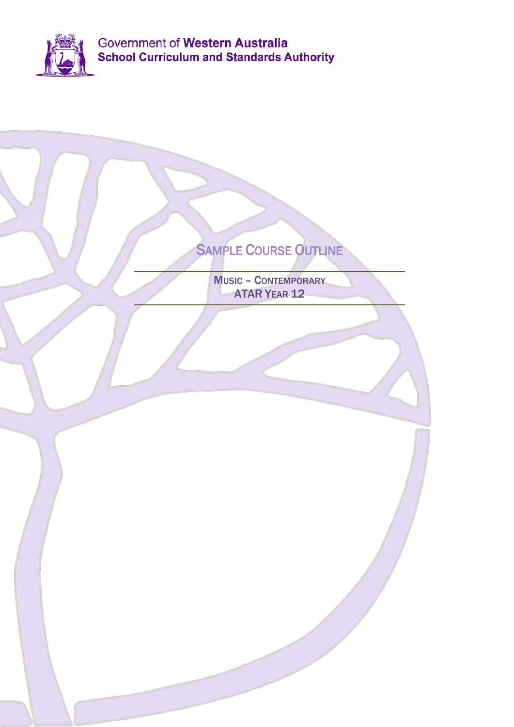Government of **Western Australia**
**School Curriculum and Standards Authority**

# Sample Course Outline

## Music – Contemporary
## ATAR Year 12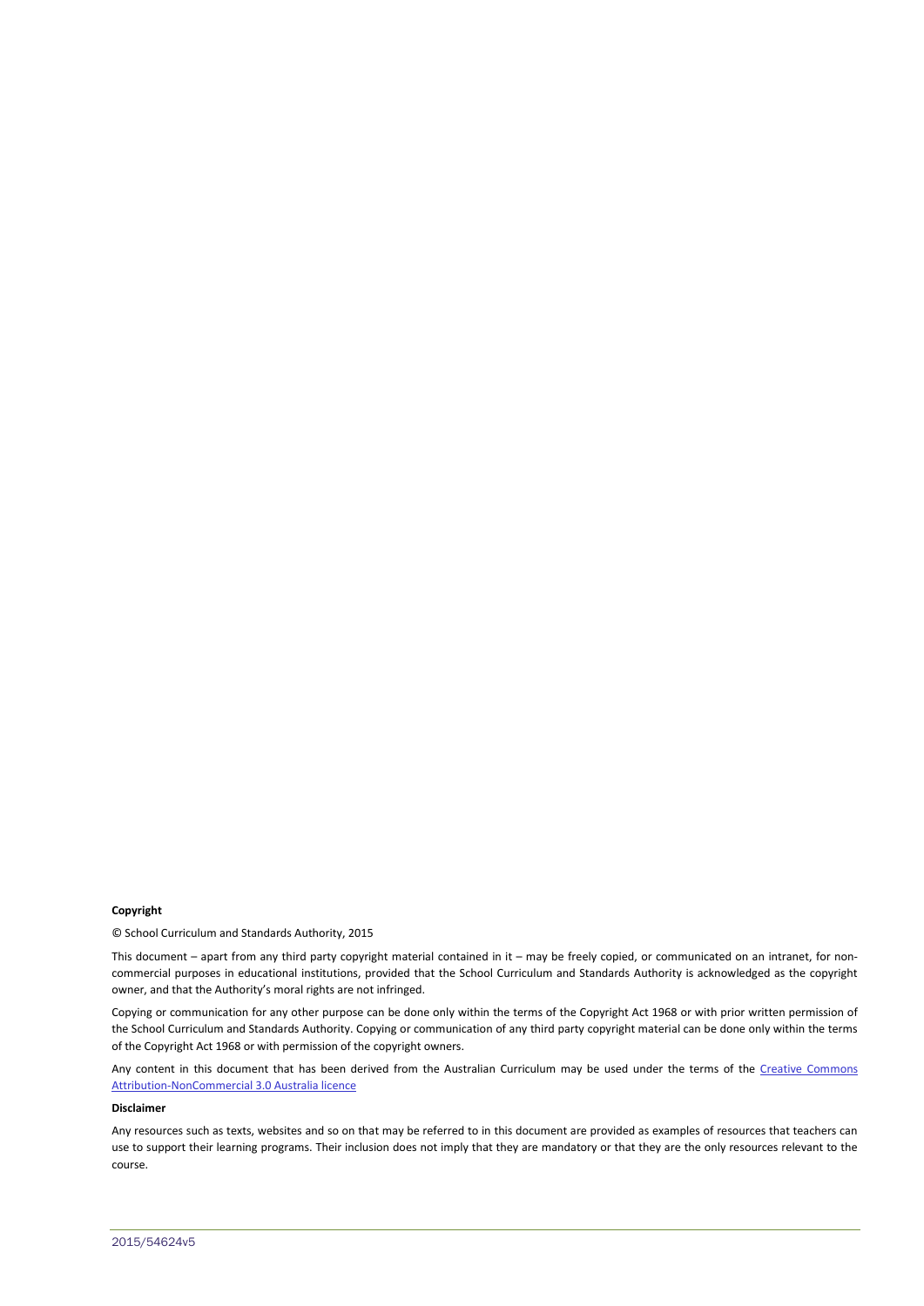**Copyright**

© School Curriculum and Standards Authority, 2015

This document – apart from any third party copyright material contained in it – may be freely copied, or communicated on an intranet, for non-commercial purposes in educational institutions, provided that the School Curriculum and Standards Authority is acknowledged as the copyright owner, and that the Authority's moral rights are not infringed.

Copying or communication for any other purpose can be done only within the terms of the Copyright Act 1968 or with prior written permission of the School Curriculum and Standards Authority. Copying or communication of any third party copyright material can be done only within the terms of the Copyright Act 1968 or with permission of the copyright owners.

Any content in this document that has been derived from the Australian Curriculum may be used under the terms of the Creative Commons Attribution-NonCommercial 3.0 Australia licence

**Disclaimer**

Any resources such as texts, websites and so on that may be referred to in this document are provided as examples of resources that teachers can use to support their learning programs. Their inclusion does not imply that they are mandatory or that they are the only resources relevant to the course.

2015/54624v5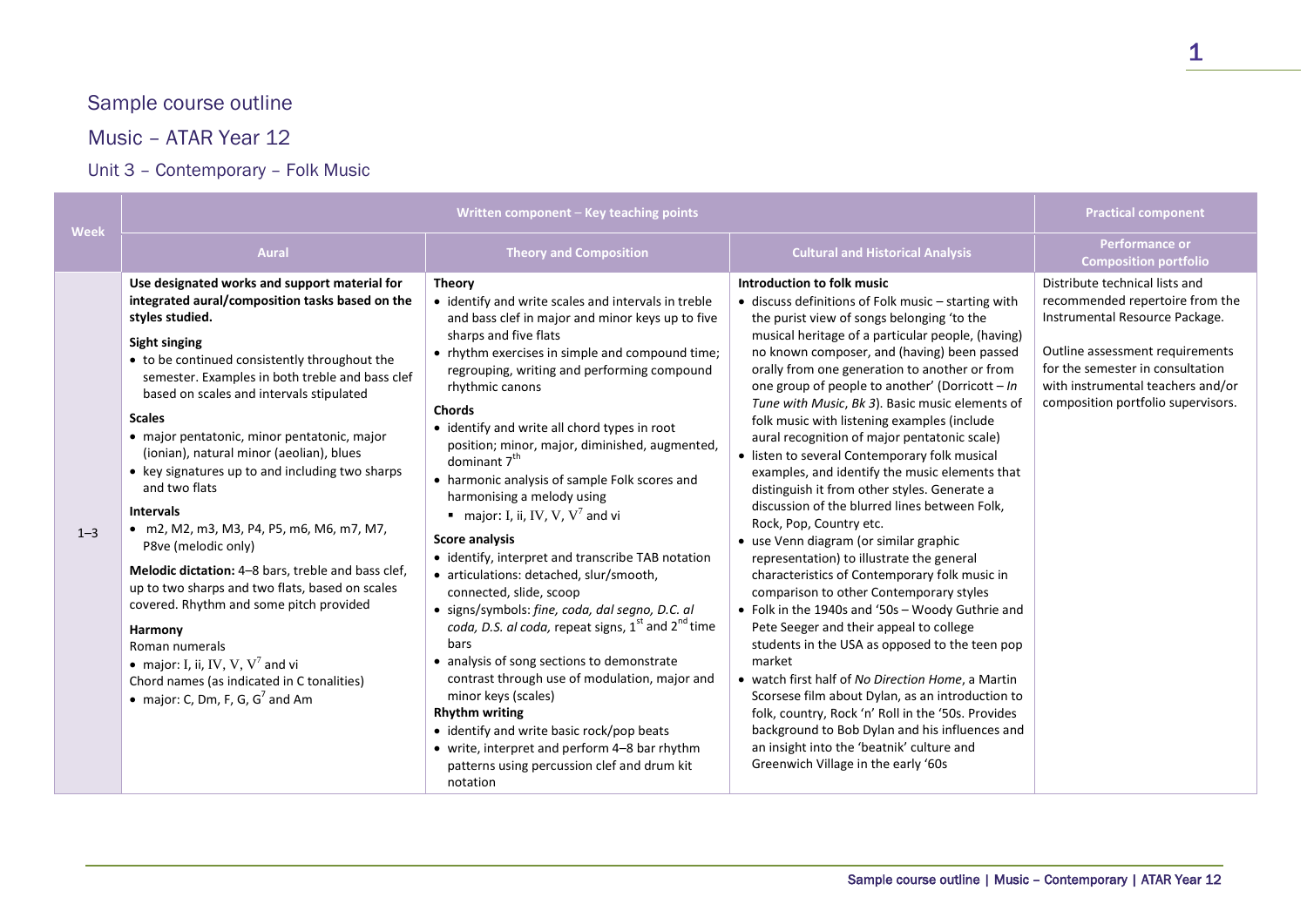## Sample course outline

## Music – ATAR Year 12

### Unit 3 – Contemporary – Folk Music

| Week | Written component – Key teaching points | | | Practical component |
|---|---|---|---|---|
| | Aural | Theory and Composition | Cultural and Historical Analysis | Performance or Composition portfolio |
| 1–3 | **Use designated works and support material for integrated aural/composition tasks based on the styles studied.**<br><br>**Sight singing**<br>• to be continued consistently throughout the semester. Examples in both treble and bass clef based on scales and intervals stipulated<br><br>**Scales**<br>• major pentatonic, minor pentatonic, major (ionian), natural minor (aeolian), blues<br>• key signatures up to and including two sharps and two flats<br><br>**Intervals**<br>• m2, M2, m3, M3, P4, P5, m6, M6, m7, M7, P8ve (melodic only)<br><br>**Melodic dictation:** 4–8 bars, treble and bass clef, up to two sharps and two flats, based on scales covered. Rhythm and some pitch provided<br><br>**Harmony**<br>Roman numerals<br>• major: I, ii, IV, V, $V^7$ and vi<br>Chord names (as indicated in C tonalities)<br>• major: C, Dm, F, G, $G^7$ and Am | **Theory**<br>• identify and write scales and intervals in treble and bass clef in major and minor keys up to five sharps and five flats<br>• rhythm exercises in simple and compound time; regrouping, writing and performing compound rhythmic canons<br><br>**Chords**<br>• identify and write all chord types in root position; minor, major, diminished, augmented, dominant $7^{th}$<br>• harmonic analysis of sample Folk scores and harmonising a melody using<br>&nbsp;&nbsp;▪ major: I, ii, IV, V, $V^7$ and vi<br><br>**Score analysis**<br>• identify, interpret and transcribe TAB notation<br>• articulations: detached, slur/smooth, connected, slide, scoop<br>• signs/symbols: *fine, coda, dal segno, D.C. al coda, D.S. al coda,* repeat signs, $1^{st}$ and $2^{nd}$ time bars<br>• analysis of song sections to demonstrate contrast through use of modulation, major and minor keys (scales)<br><br>**Rhythm writing**<br>• identify and write basic rock/pop beats<br>• write, interpret and perform 4–8 bar rhythm patterns using percussion clef and drum kit notation | **Introduction to folk music**<br>• discuss definitions of Folk music – starting with the purist view of songs belonging 'to the musical heritage of a particular people, (having) no known composer, and (having) been passed orally from one generation to another or from one group of people to another' (Dorricott – *In Tune with Music*, *Bk 3*). Basic music elements of folk music with listening examples (include aural recognition of major pentatonic scale)<br>• listen to several Contemporary folk musical examples, and identify the music elements that distinguish it from other styles. Generate a discussion of the blurred lines between Folk, Rock, Pop, Country etc.<br>• use Venn diagram (or similar graphic representation) to illustrate the general characteristics of Contemporary folk music in comparison to other Contemporary styles<br>• Folk in the 1940s and '50s – Woody Guthrie and Pete Seeger and their appeal to college students in the USA as opposed to the teen pop market<br>• watch first half of *No Direction Home*, a Martin Scorsese film about Dylan, as an introduction to folk, country, Rock 'n' Roll in the '50s. Provides background to Bob Dylan and his influences and an insight into the 'beatnik' culture and Greenwich Village in the early '60s | Distribute technical lists and recommended repertoire from the Instrumental Resource Package.<br><br>Outline assessment requirements for the semester in consultation with instrumental teachers and/or composition portfolio supervisors. |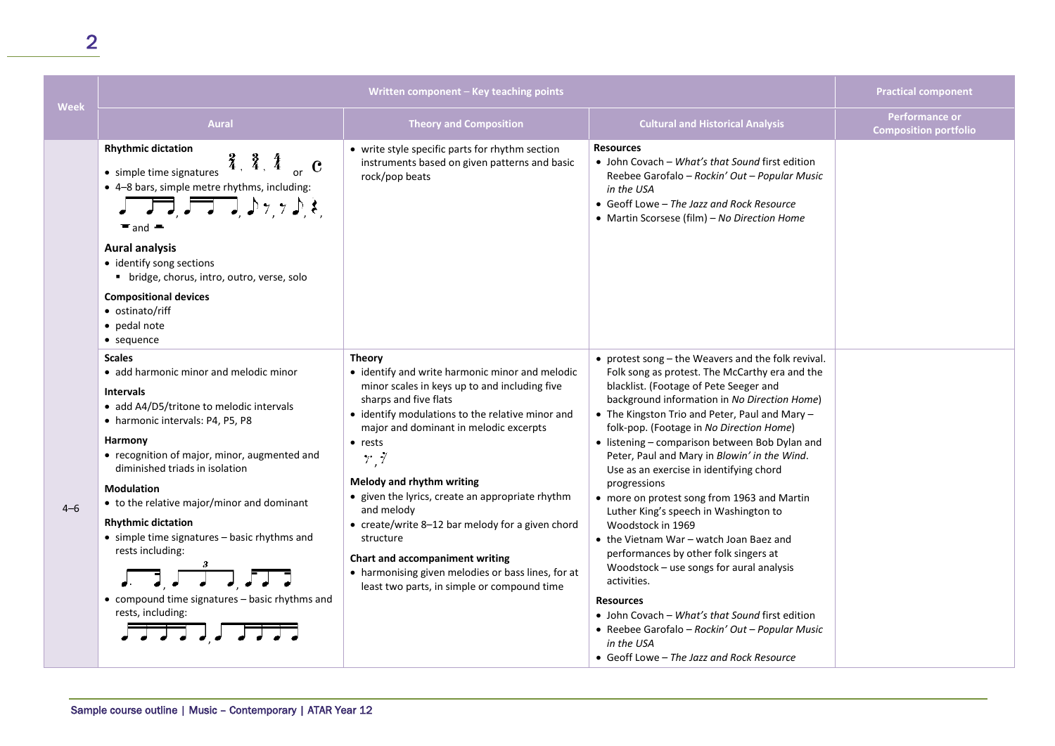| Week | Written component – Key teaching points | | | Practical component |
|---|---|---|---|---|
| | Aural | Theory and Composition | Cultural and Historical Analysis | Performance or Composition portfolio |
| | **Rhythmic dictation**<br>• simple time signatures 2/4, 3/4, 4/4 or C<br>• 4–8 bars, simple metre rhythms, including: [rhythm notation], and [rests]<br>**Aural analysis**<br>• identify song sections<br>▪ bridge, chorus, intro, outro, verse, solo<br>**Compositional devices**<br>• ostinato/riff<br>• pedal note<br>• sequence | • write style specific parts for rhythm section instruments based on given patterns and basic rock/pop beats | **Resources**<br>• John Covach – *What's that Sound* first edition Reebee Garofalo – *Rockin' Out – Popular Music in the USA*<br>• Geoff Lowe – *The Jazz and Rock Resource*<br>• Martin Scorsese (film) – *No Direction Home* | |
| 4–6 | **Scales**<br>• add harmonic minor and melodic minor<br>**Intervals**<br>• add A4/D5/tritone to melodic intervals<br>• harmonic intervals: P4, P5, P8<br>**Harmony**<br>• recognition of major, minor, augmented and diminished triads in isolation<br>**Modulation**<br>• to the relative major/minor and dominant<br>**Rhythmic dictation**<br>• simple time signatures – basic rhythms and rests including: [rhythm notation]<br>• compound time signatures – basic rhythms and rests, including: [rhythm notation] | **Theory**<br>• identify and write harmonic minor and melodic minor scales in keys up to and including five sharps and five flats<br>• identify modulations to the relative minor and major and dominant in melodic excerpts<br>• rests [rest notation]<br>**Melody and rhythm writing**<br>• given the lyrics, create an appropriate rhythm and melody<br>• create/write 8–12 bar melody for a given chord structure<br>**Chart and accompaniment writing**<br>• harmonising given melodies or bass lines, for at least two parts, in simple or compound time | • protest song – the Weavers and the folk revival. Folk song as protest. The McCarthy era and the blacklist. (Footage of Pete Seeger and background information in *No Direction Home*)<br>• The Kingston Trio and Peter, Paul and Mary – folk-pop. (Footage in *No Direction Home*)<br>• listening – comparison between Bob Dylan and Peter, Paul and Mary in *Blowin' in the Wind*. Use as an exercise in identifying chord progressions<br>• more on protest song from 1963 and Martin Luther King's speech in Washington to Woodstock in 1969<br>• the Vietnam War – watch Joan Baez and performances by other folk singers at Woodstock – use songs for aural analysis activities.<br>**Resources**<br>• John Covach – *What's that Sound* first edition<br>• Reebee Garofalo – *Rockin' Out – Popular Music in the USA*<br>• Geoff Lowe – *The Jazz and Rock Resource* | |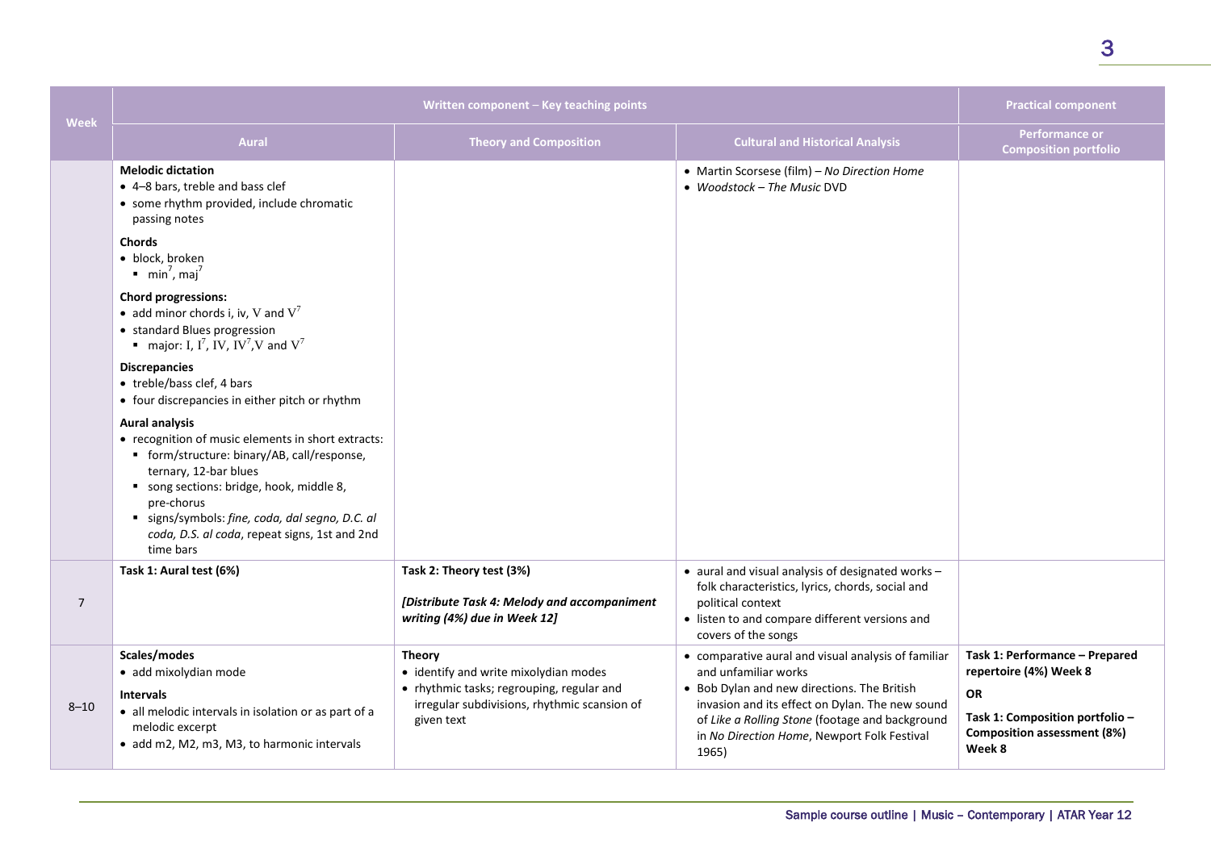| Week | Written component – Key teaching points | | | Practical component |
|---|---|---|---|---|
| | Aural | Theory and Composition | Cultural and Historical Analysis | Performance or Composition portfolio |
| | **Melodic dictation**<br>• 4–8 bars, treble and bass clef<br>• some rhythm provided, include chromatic passing notes<br>**Chords**<br>• block, broken<br>▪ min$^7$, maj$^7$<br>**Chord progressions:**<br>• add minor chords i, iv, V and V$^7$<br>• standard Blues progression<br>▪ major: I, I$^7$, IV, IV$^7$,V and V$^7$<br>**Discrepancies**<br>• treble/bass clef, 4 bars<br>• four discrepancies in either pitch or rhythm<br>**Aural analysis**<br>• recognition of music elements in short extracts:<br>▪ form/structure: binary/AB, call/response, ternary, 12-bar blues<br>▪ song sections: bridge, hook, middle 8, pre-chorus<br>▪ signs/symbols: *fine, coda, dal segno, D.C. al coda, D.S. al coda*, repeat signs, 1st and 2nd time bars | | • Martin Scorsese (film) – *No Direction Home*<br>• *Woodstock – The Music* DVD | |
| 7 | **Task 1: Aural test (6%)** | **Task 2: Theory test (3%)**<br>***[Distribute Task 4: Melody and accompaniment writing (4%) due in Week 12]*** | • aural and visual analysis of designated works – folk characteristics, lyrics, chords, social and political context<br>• listen to and compare different versions and covers of the songs | |
| 8–10 | **Scales/modes**<br>• add mixolydian mode<br>**Intervals**<br>• all melodic intervals in isolation or as part of a melodic excerpt<br>• add m2, M2, m3, M3, to harmonic intervals | **Theory**<br>• identify and write mixolydian modes<br>• rhythmic tasks; regrouping, regular and irregular subdivisions, rhythmic scansion of given text | • comparative aural and visual analysis of familiar and unfamiliar works<br>• Bob Dylan and new directions. The British invasion and its effect on Dylan. The new sound of *Like a Rolling Stone* (footage and background in *No Direction Home*, Newport Folk Festival 1965) | **Task 1: Performance – Prepared repertoire (4%) Week 8**<br>**OR**<br>**Task 1: Composition portfolio – Composition assessment (8%) Week 8** |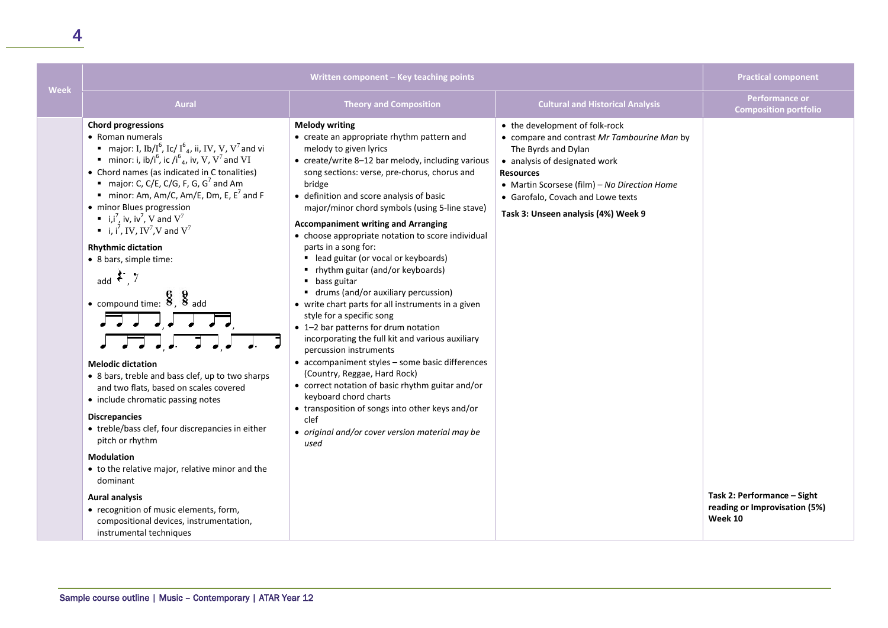| Week | Written component – Key teaching points | | | Practical component |
|---|---|---|---|---|
| | **Aural** | **Theory and Composition** | **Cultural and Historical Analysis** | **Performance or Composition portfolio** |
| | **Chord progressions**<br>• Roman numerals<br>▪ major: I, Ib/I$^6$, Ic/ I$^6_4$, ii, IV, V, V$^7$ and vi<br>▪ minor: i, ib/i$^6$, ic /i$^6_4$, iv, V, V$^7$ and VI<br>• Chord names (as indicated in C tonalities)<br>▪ major: C, C/E, C/G, F, G, G$^7$ and Am<br>▪ minor: Am, Am/C, Am/E, Dm, E, E$^7$ and F<br>• minor Blues progression<br>▪ i,i$^7$, iv, iv$^7$, V and V$^7$<br>▪ i, i$^7$, IV, IV$^7$,V and V$^7$<br>**Rhythmic dictation**<br>• 8 bars, simple time:<br>add 𝄽., 𝄾<br>• compound time: 6/8, 9/8 add<br>[rhythm notation]<br>**Melodic dictation**<br>• 8 bars, treble and bass clef, up to two sharps and two flats, based on scales covered<br>• include chromatic passing notes<br>**Discrepancies**<br>• treble/bass clef, four discrepancies in either pitch or rhythm<br>**Modulation**<br>• to the relative major, relative minor and the dominant<br>**Aural analysis**<br>• recognition of music elements, form, compositional devices, instrumentation, instrumental techniques | **Melody writing**<br>• create an appropriate rhythm pattern and melody to given lyrics<br>• create/write 8–12 bar melody, including various song sections: verse, pre-chorus, chorus and bridge<br>• definition and score analysis of basic major/minor chord symbols (using 5-line stave)<br>**Accompaniment writing and Arranging**<br>• choose appropriate notation to score individual parts in a song for:<br>▪ lead guitar (or vocal or keyboards)<br>▪ rhythm guitar (and/or keyboards)<br>▪ bass guitar<br>▪ drums (and/or auxiliary percussion)<br>• write chart parts for all instruments in a given style for a specific song<br>• 1–2 bar patterns for drum notation incorporating the full kit and various auxiliary percussion instruments<br>• accompaniment styles – some basic differences (Country, Reggae, Hard Rock)<br>• correct notation of basic rhythm guitar and/or keyboard chord charts<br>• transposition of songs into other keys and/or clef<br>• *original and/or cover version material may be used* | • the development of folk-rock<br>• compare and contrast *Mr Tambourine Man* by The Byrds and Dylan<br>• analysis of designated work<br>**Resources**<br>• Martin Scorsese (film) – *No Direction Home*<br>• Garofalo, Covach and Lowe texts<br>**Task 3: Unseen analysis (4%) Week 9** | **Task 2: Performance – Sight reading or Improvisation (5%) Week 10** |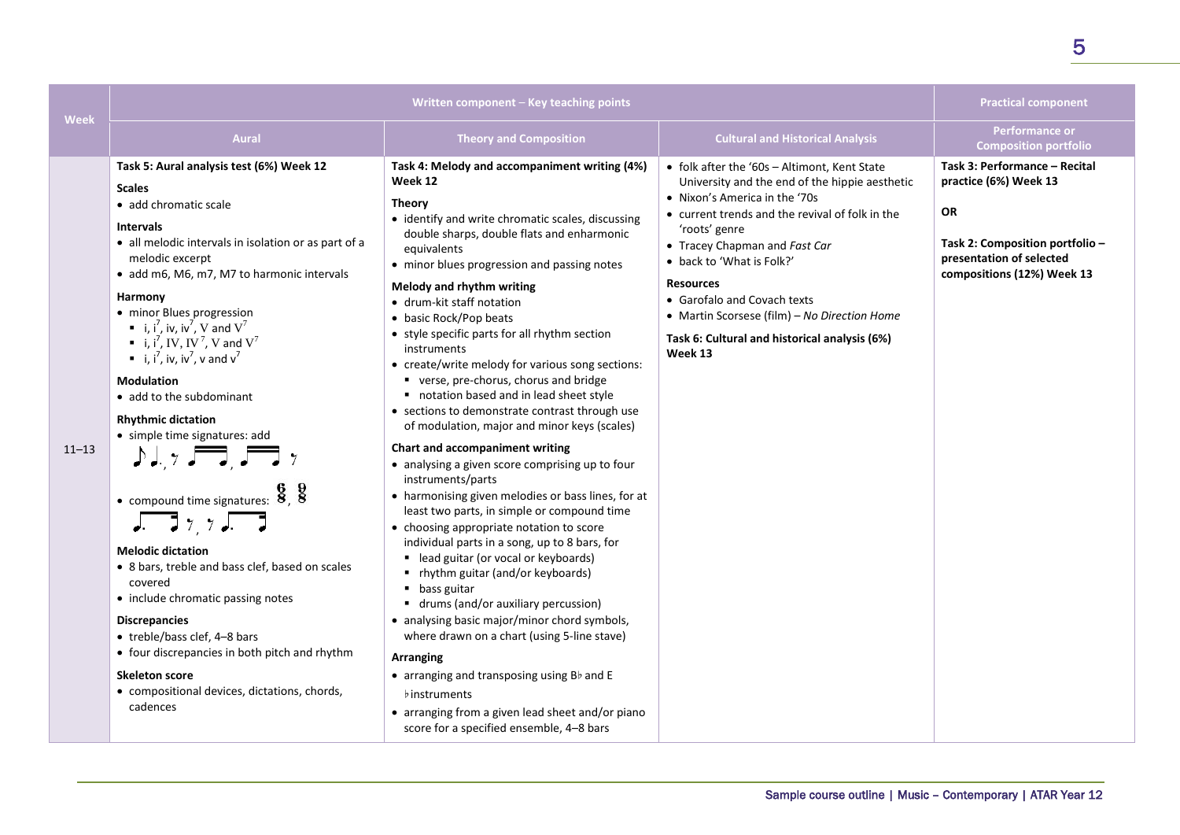| Week | Written component – Key teaching points | | | Practical component |
|---|---|---|---|---|
| | Aural | Theory and Composition | Cultural and Historical Analysis | Performance or Composition portfolio |
| 11–13 | **Task 5: Aural analysis test (6%) Week 12**<br><br>**Scales**<br>• add chromatic scale<br><br>**Intervals**<br>• all melodic intervals in isolation or as part of a melodic excerpt<br>• add m6, M6, m7, M7 to harmonic intervals<br><br>**Harmony**<br>• minor Blues progression<br>▪ i, $i^7$, iv, $iv^7$, V and $V^7$<br>▪ i, $i^7$, IV, $IV^7$, V and $V^7$<br>▪ i, $i^7$, iv, $iv^7$, v and $v^7$<br><br>**Modulation**<br>• add to the subdominant<br><br>**Rhythmic dictation**<br>• simple time signatures: add ♪ ♩. , 𝄾 ♫♩ , ♫ 𝄾<br>• compound time signatures: $\frac{6}{8}$, $\frac{9}{8}$<br>♩. ♫ 𝄾 , 𝄾 ♩. ♪<br><br>**Melodic dictation**<br>• 8 bars, treble and bass clef, based on scales covered<br>• include chromatic passing notes<br><br>**Discrepancies**<br>• treble/bass clef, 4–8 bars<br>• four discrepancies in both pitch and rhythm<br><br>**Skeleton score**<br>• compositional devices, dictations, chords, cadences | **Task 4: Melody and accompaniment writing (4%) Week 12**<br><br>**Theory**<br>• identify and write chromatic scales, discussing double sharps, double flats and enharmonic equivalents<br>• minor blues progression and passing notes<br><br>**Melody and rhythm writing**<br>• drum-kit staff notation<br>• basic Rock/Pop beats<br>• style specific parts for all rhythm section instruments<br>• create/write melody for various song sections:<br>▪ verse, pre-chorus, chorus and bridge<br>▪ notation based and in lead sheet style<br>• sections to demonstrate contrast through use of modulation, major and minor keys (scales)<br><br>**Chart and accompaniment writing**<br>• analysing a given score comprising up to four instruments/parts<br>• harmonising given melodies or bass lines, for at least two parts, in simple or compound time<br>• choosing appropriate notation to score individual parts in a song, up to 8 bars, for<br>▪ lead guitar (or vocal or keyboards)<br>▪ rhythm guitar (and/or keyboards)<br>▪ bass guitar<br>▪ drums (and/or auxiliary percussion)<br>• analysing basic major/minor chord symbols, where drawn on a chart (using 5-line stave)<br><br>**Arranging**<br>• arranging and transposing using B♭ and E♭instruments<br>• arranging from a given lead sheet and/or piano score for a specified ensemble, 4–8 bars | • folk after the '60s – Altimont, Kent State University and the end of the hippie aesthetic<br>• Nixon's America in the '70s<br>• current trends and the revival of folk in the 'roots' genre<br>• Tracey Chapman and *Fast Car*<br>• back to 'What is Folk?'<br><br>**Resources**<br>• Garofalo and Covach texts<br>• Martin Scorsese (film) – *No Direction Home*<br><br>**Task 6: Cultural and historical analysis (6%) Week 13** | **Task 3: Performance – Recital practice (6%) Week 13**<br><br>**OR**<br><br>**Task 2: Composition portfolio – presentation of selected compositions (12%) Week 13** |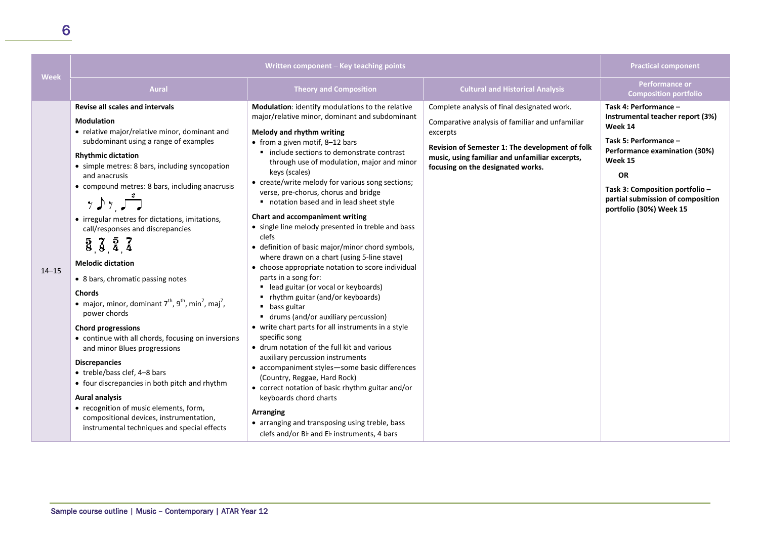| Week | Written component – Key teaching points | | | Practical component |
|---|---|---|---|---|
| | **Aural** | **Theory and Composition** | **Cultural and Historical Analysis** | **Performance or Composition portfolio** |
| 14–15 | **Revise all scales and intervals**<br><br>**Modulation**<br>• relative major/relative minor, dominant and subdominant using a range of examples<br><br>**Rhythmic dictation**<br>• simple metres: 8 bars, including syncopation and anacrusis<br>• compound metres: 8 bars, including anacrusis<br><br>• irregular metres for dictations, imitations, call/responses and discrepancies<br>$\frac{5}{8}$, $\frac{7}{8}$, $\frac{5}{4}$, $\frac{7}{4}$<br><br>**Melodic dictation**<br>• 8 bars, chromatic passing notes<br><br>**Chords**<br>• major, minor, dominant 7th, 9th, min7, maj7, power chords<br><br>**Chord progressions**<br>• continue with all chords, focusing on inversions and minor Blues progressions<br><br>**Discrepancies**<br>• treble/bass clef, 4–8 bars<br>• four discrepancies in both pitch and rhythm<br><br>**Aural analysis**<br>• recognition of music elements, form, compositional devices, instrumentation, instrumental techniques and special effects | **Modulation**: identify modulations to the relative major/relative minor, dominant and subdominant<br><br>**Melody and rhythm writing**<br>• from a given motif, 8–12 bars<br>▪ include sections to demonstrate contrast through use of modulation, major and minor keys (scales)<br>• create/write melody for various song sections; verse, pre-chorus, chorus and bridge<br>▪ notation based and in lead sheet style<br><br>**Chart and accompaniment writing**<br>• single line melody presented in treble and bass clefs<br>• definition of basic major/minor chord symbols, where drawn on a chart (using 5-line stave)<br>• choose appropriate notation to score individual parts in a song for:<br>▪ lead guitar (or vocal or keyboards)<br>▪ rhythm guitar (and/or keyboards)<br>▪ bass guitar<br>▪ drums (and/or auxiliary percussion)<br>• write chart parts for all instruments in a style specific song<br>• drum notation of the full kit and various auxiliary percussion instruments<br>• accompaniment styles—some basic differences (Country, Reggae, Hard Rock)<br>• correct notation of basic rhythm guitar and/or keyboards chord charts<br><br>**Arranging**<br>• arranging and transposing using treble, bass clefs and/or B♭ and E♭ instruments, 4 bars | Complete analysis of final designated work.<br><br>Comparative analysis of familiar and unfamiliar excerpts<br><br>**Revision of Semester 1: The development of folk music, using familiar and unfamiliar excerpts, focusing on the designated works.** | **Task 4: Performance – Instrumental teacher report (3%) Week 14**<br><br>**Task 5: Performance – Performance examination (30%) Week 15**<br><br>**OR**<br><br>**Task 3: Composition portfolio – partial submission of composition portfolio (30%) Week 15** |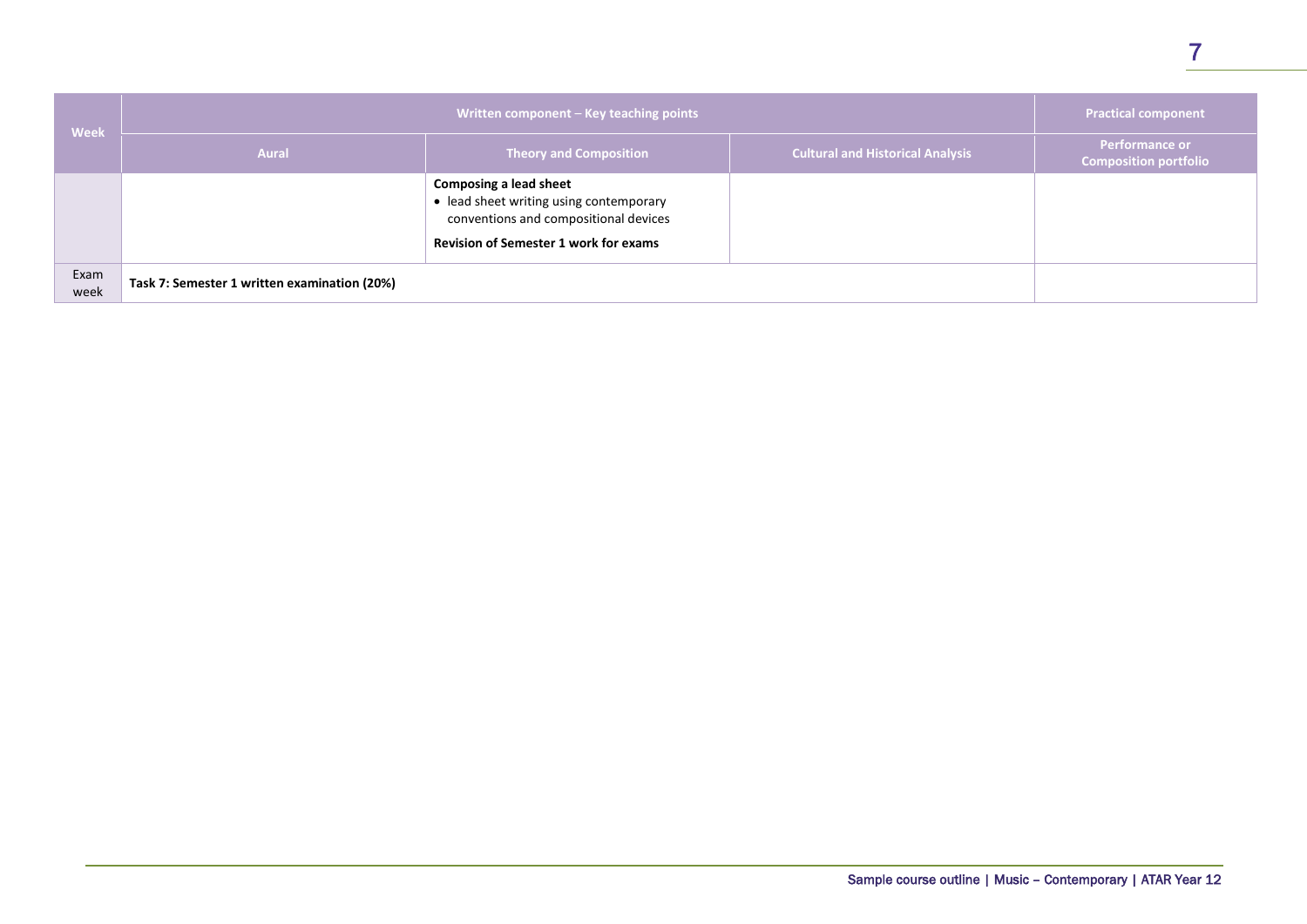| Week | Written component – Key teaching points | | | Practical component |
|---|---|---|---|---|
| | Aural | Theory and Composition | Cultural and Historical Analysis | Performance or Composition portfolio |
| | | **Composing a lead sheet**<br>• lead sheet writing using contemporary conventions and compositional devices<br><br>**Revision of Semester 1 work for exams** | | |
| Exam week | **Task 7: Semester 1 written examination (20%)** | | | |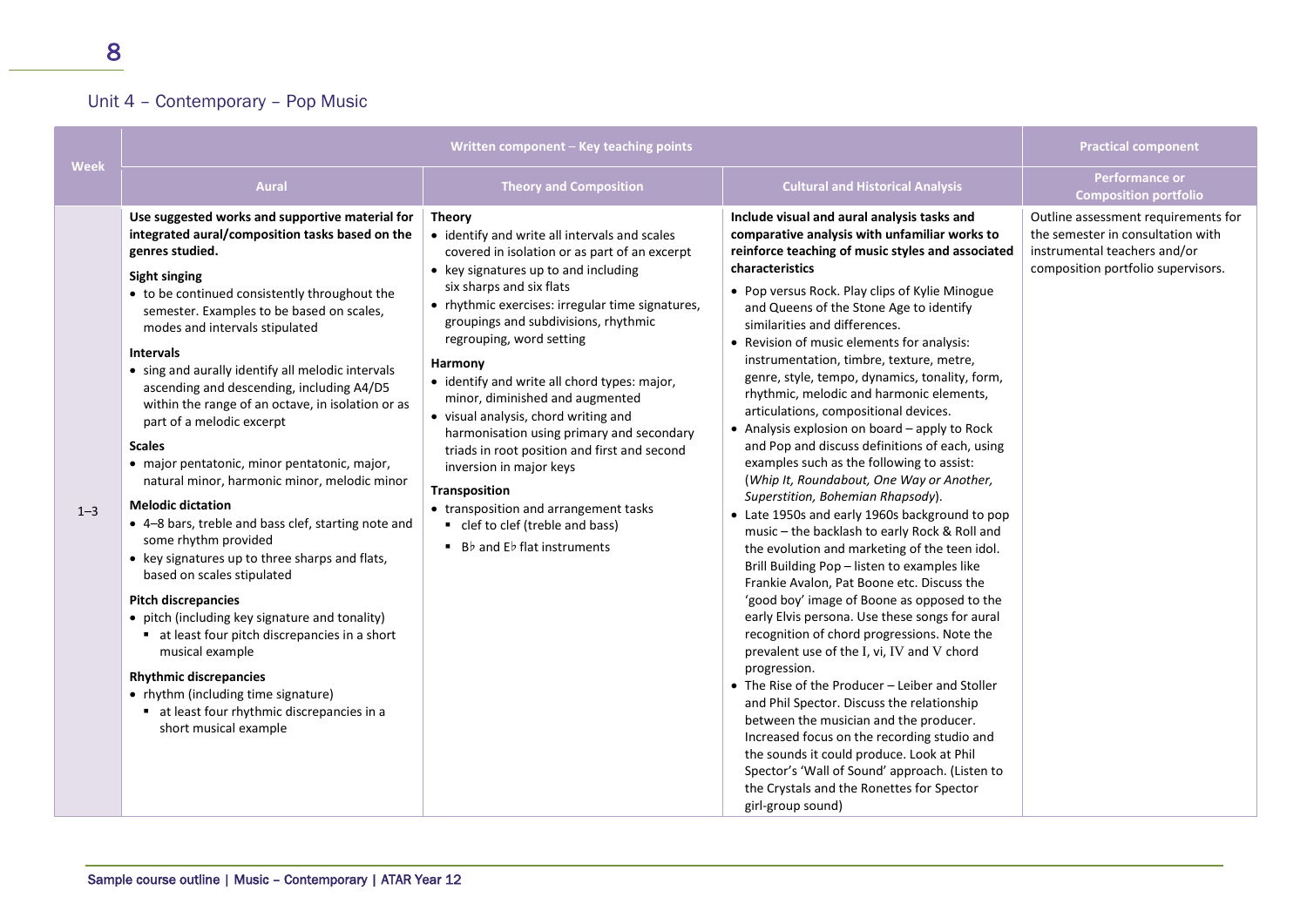## Unit 4 – Contemporary – Pop Music

| Week | Written component – Key teaching points | | | Practical component |
|---|---|---|---|---|
| | **Aural** | **Theory and Composition** | **Cultural and Historical Analysis** | **Performance or Composition portfolio** |
| 1–3 | **Use suggested works and supportive material for integrated aural/composition tasks based on the genres studied.**<br><br>**Sight singing**<br>• to be continued consistently throughout the semester. Examples to be based on scales, modes and intervals stipulated<br><br>**Intervals**<br>• sing and aurally identify all melodic intervals ascending and descending, including A4/D5 within the range of an octave, in isolation or as part of a melodic excerpt<br><br>**Scales**<br>• major pentatonic, minor pentatonic, major, natural minor, harmonic minor, melodic minor<br><br>**Melodic dictation**<br>• 4–8 bars, treble and bass clef, starting note and some rhythm provided<br>• key signatures up to three sharps and flats, based on scales stipulated<br><br>**Pitch discrepancies**<br>• pitch (including key signature and tonality)<br>  ▪ at least four pitch discrepancies in a short musical example<br><br>**Rhythmic discrepancies**<br>• rhythm (including time signature)<br>  ▪ at least four rhythmic discrepancies in a short musical example | **Theory**<br>• identify and write all intervals and scales covered in isolation or as part of an excerpt<br>• key signatures up to and including six sharps and six flats<br>• rhythmic exercises: irregular time signatures, groupings and subdivisions, rhythmic regrouping, word setting<br><br>**Harmony**<br>• identify and write all chord types: major, minor, diminished and augmented<br>• visual analysis, chord writing and harmonisation using primary and secondary triads in root position and first and second inversion in major keys<br><br>**Transposition**<br>• transposition and arrangement tasks<br>  ▪ clef to clef (treble and bass)<br>  ▪ B♭ and E♭ flat instruments | **Include visual and aural analysis tasks and comparative analysis with unfamiliar works to reinforce teaching of music styles and associated characteristics**<br>• Pop versus Rock. Play clips of Kylie Minogue and Queens of the Stone Age to identify similarities and differences.<br>• Revision of music elements for analysis: instrumentation, timbre, texture, metre, genre, style, tempo, dynamics, tonality, form, rhythmic, melodic and harmonic elements, articulations, compositional devices.<br>• Analysis explosion on board – apply to Rock and Pop and discuss definitions of each, using examples such as the following to assist: (*Whip It, Roundabout, One Way or Another, Superstition, Bohemian Rhapsody*).<br>• Late 1950s and early 1960s background to pop music – the backlash to early Rock & Roll and the evolution and marketing of the teen idol. Brill Building Pop – listen to examples like Frankie Avalon, Pat Boone etc. Discuss the 'good boy' image of Boone as opposed to the early Elvis persona. Use these songs for aural recognition of chord progressions. Note the prevalent use of the I, vi, IV and V chord progression.<br>• The Rise of the Producer – Leiber and Stoller and Phil Spector. Discuss the relationship between the musician and the producer. Increased focus on the recording studio and the sounds it could produce. Look at Phil Spector's 'Wall of Sound' approach. (Listen to the Crystals and the Ronettes for Spector girl-group sound) | Outline assessment requirements for the semester in consultation with instrumental teachers and/or composition portfolio supervisors. |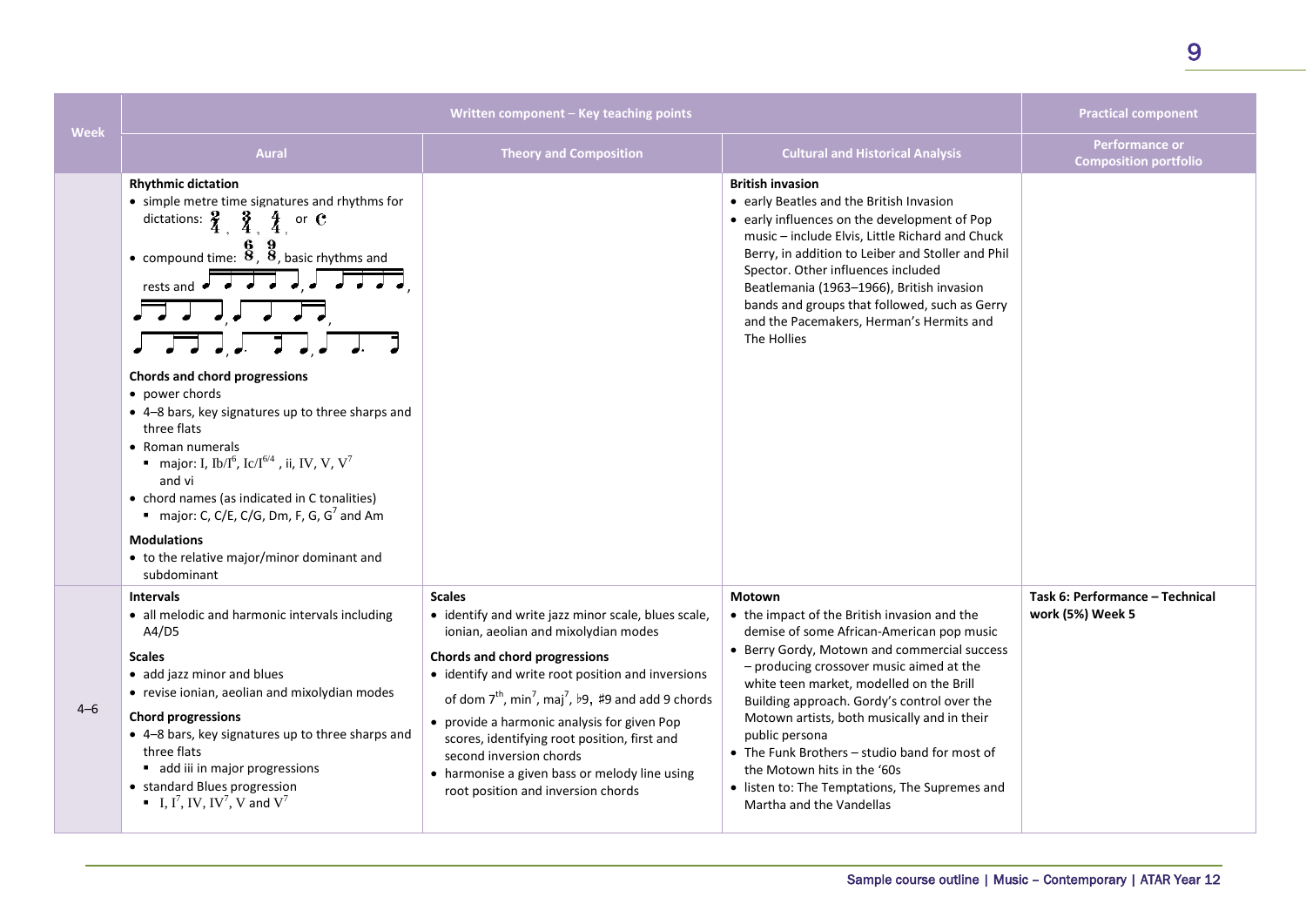| Week | Written component – Key teaching points | | | Practical component |
|---|---|---|---|---|
| | Aural | Theory and Composition | Cultural and Historical Analysis | Performance or Composition portfolio |
| | **Rhythmic dictation**<br>• simple metre time signatures and rhythms for dictations: $\frac{2}{4}$, $\frac{3}{4}$, $\frac{4}{4}$, or C<br>• compound time: $\frac{6}{8}$, $\frac{9}{8}$, basic rhythms and rests and [rhythm notation]<br><br>**Chords and chord progressions**<br>• power chords<br>• 4–8 bars, key signatures up to three sharps and three flats<br>• Roman numerals<br>▪ major: I, Ib/I$^6$, Ic/I$^{6/4}$, ii, IV, V, V$^7$ and vi<br>• chord names (as indicated in C tonalities)<br>▪ major: C, C/E, C/G, Dm, F, G, G$^7$ and Am<br><br>**Modulations**<br>• to the relative major/minor dominant and subdominant | | **British invasion**<br>• early Beatles and the British Invasion<br>• early influences on the development of Pop music – include Elvis, Little Richard and Chuck Berry, in addition to Leiber and Stoller and Phil Spector. Other influences included Beatlemania (1963–1966), British invasion bands and groups that followed, such as Gerry and the Pacemakers, Herman's Hermits and The Hollies | |
| 4–6 | **Intervals**<br>• all melodic and harmonic intervals including A4/D5<br><br>**Scales**<br>• add jazz minor and blues<br>• revise ionian, aeolian and mixolydian modes<br><br>**Chord progressions**<br>• 4–8 bars, key signatures up to three sharps and three flats<br>▪ add iii in major progressions<br>• standard Blues progression<br>▪ I, I$^7$, IV, IV$^7$, V and V$^7$ | **Scales**<br>• identify and write jazz minor scale, blues scale, ionian, aeolian and mixolydian modes<br><br>**Chords and chord progressions**<br>• identify and write root position and inversions of dom 7$^{th}$, min$^7$, maj$^7$, ♭9, ♯9 and add 9 chords<br>• provide a harmonic analysis for given Pop scores, identifying root position, first and second inversion chords<br>• harmonise a given bass or melody line using root position and inversion chords | **Motown**<br>• the impact of the British invasion and the demise of some African-American pop music<br>• Berry Gordy, Motown and commercial success – producing crossover music aimed at the white teen market, modelled on the Brill Building approach. Gordy's control over the Motown artists, both musically and in their public persona<br>• The Funk Brothers – studio band for most of the Motown hits in the '60s<br>• listen to: The Temptations, The Supremes and Martha and the Vandellas | **Task 6: Performance – Technical work (5%) Week 5** |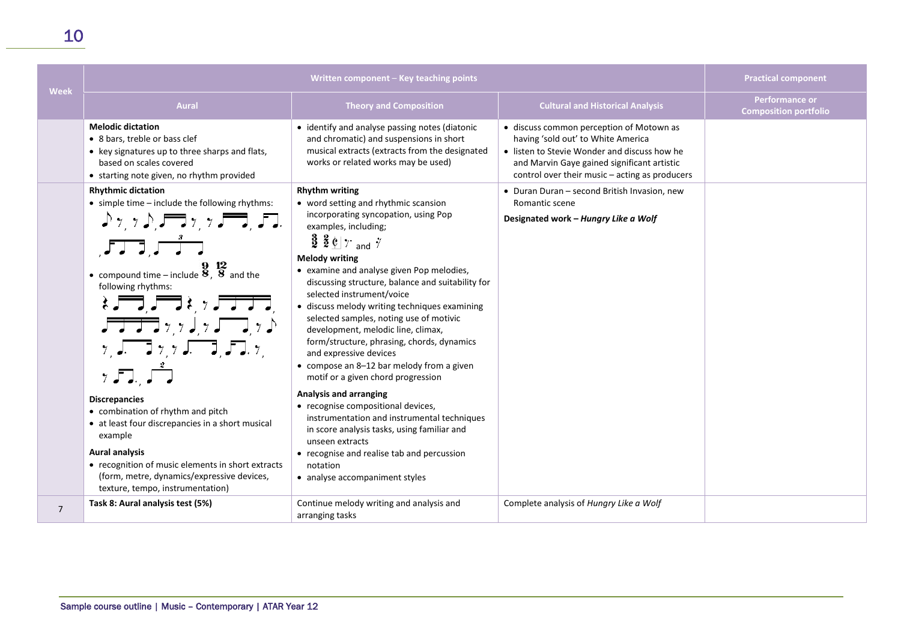| Week | Written component – Key teaching points | | | Practical component |
|---|---|---|---|---|
| | Aural | Theory and Composition | Cultural and Historical Analysis | Performance or Composition portfolio |
| | **Melodic dictation**<br>• 8 bars, treble or bass clef<br>• key signatures up to three sharps and flats, based on scales covered<br>• starting note given, no rhythm provided | • identify and analyse passing notes (diatonic and chromatic) and suspensions in short musical extracts (extracts from the designated works or related works may be used) | • discuss common perception of Motown as having 'sold out' to White America<br>• listen to Stevie Wonder and discuss how he and Marvin Gaye gained significant artistic control over their music – acting as producers | |
| | **Rhythmic dictation**<br>• simple time – include the following rhythms: [rhythm notation]<br>• compound time – include $\frac{9}{8}$, $\frac{12}{8}$ and the following rhythms: [rhythm notation]<br><br>**Discrepancies**<br>• combination of rhythm and pitch<br>• at least four discrepancies in a short musical example<br><br>**Aural analysis**<br>• recognition of music elements in short extracts (form, metre, dynamics/expressive devices, texture, tempo, instrumentation) | **Rhythm writing**<br>• word setting and rhythmic scansion incorporating syncopation, using Pop examples, including; $\frac{3}{2}$ $\frac{2}{2}$ ¢ [rest notation] and [rest notation]<br><br>**Melody writing**<br>• examine and analyse given Pop melodies, discussing structure, balance and suitability for selected instrument/voice<br>• discuss melody writing techniques examining selected samples, noting use of motivic development, melodic line, climax, form/structure, phrasing, chords, dynamics and expressive devices<br>• compose an 8–12 bar melody from a given motif or a given chord progression<br><br>**Analysis and arranging**<br>• recognise compositional devices, instrumentation and instrumental techniques in score analysis tasks, using familiar and unseen extracts<br>• recognise and realise tab and percussion notation<br>• analyse accompaniment styles | • Duran Duran – second British Invasion, new Romantic scene<br><br>**Designated work – *Hungry Like a Wolf*** | |
| 7 | **Task 8: Aural analysis test (5%)** | Continue melody writing and analysis and arranging tasks | Complete analysis of *Hungry Like a Wolf* | |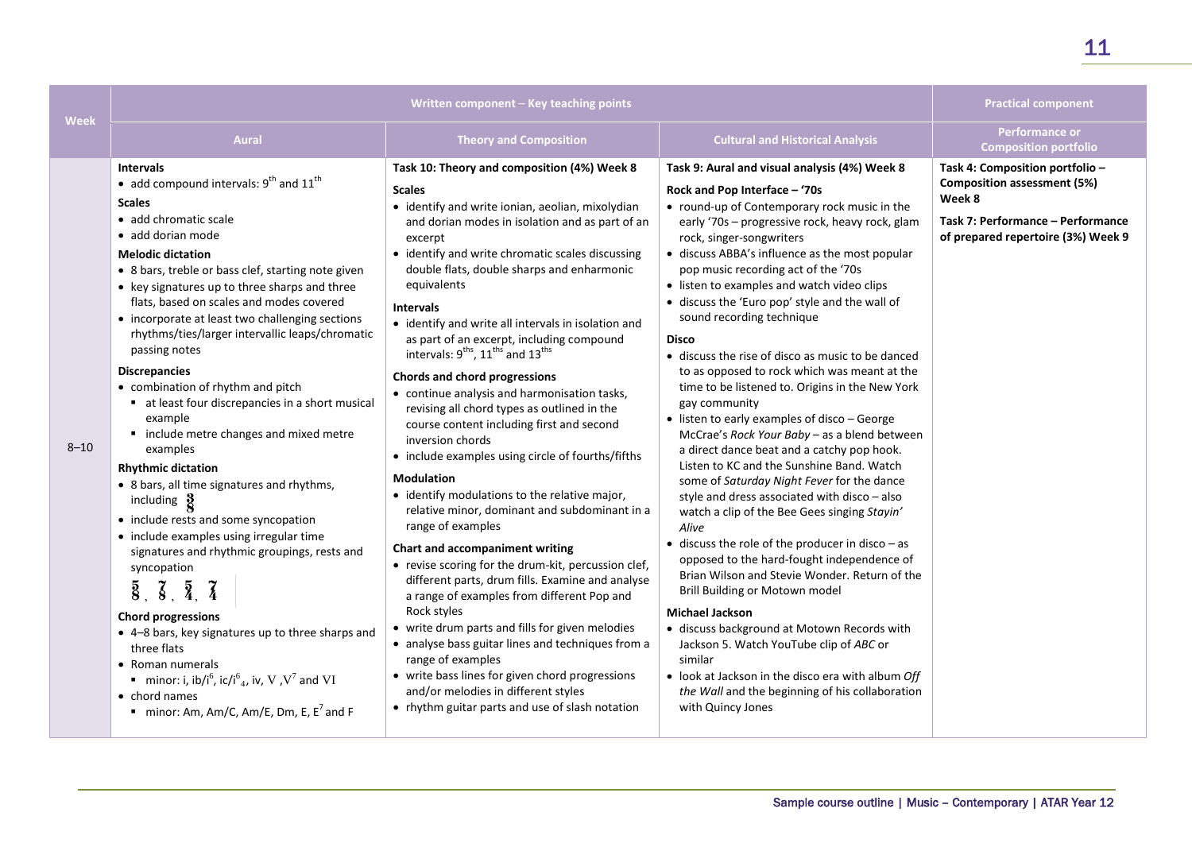| Week | Written component – Key teaching points | | | Practical component |
|---|---|---|---|---|
| | **Aural** | **Theory and Composition** | **Cultural and Historical Analysis** | **Performance or Composition portfolio** |
| 8–10 | **Intervals**<br>• add compound intervals: 9th and 11th<br>**Scales**<br>• add chromatic scale<br>• add dorian mode<br>**Melodic dictation**<br>• 8 bars, treble or bass clef, starting note given<br>• key signatures up to three sharps and three flats, based on scales and modes covered<br>• incorporate at least two challenging sections rhythms/ties/larger intervallic leaps/chromatic passing notes<br>**Discrepancies**<br>• combination of rhythm and pitch<br>▪ at least four discrepancies in a short musical example<br>▪ include metre changes and mixed metre examples<br>**Rhythmic dictation**<br>• 8 bars, all time signatures and rhythms, including $\frac{3}{8}$<br>• include rests and some syncopation<br>• include examples using irregular time signatures and rhythmic groupings, rests and syncopation<br>$\frac{5}{8}$, $\frac{7}{8}$, $\frac{5}{4}$, $\frac{7}{4}$<br>**Chord progressions**<br>• 4–8 bars, key signatures up to three sharps and three flats<br>• Roman numerals<br>▪ minor: i, ib/i$^6$, ic/i$^6_4$, iv, V ,V$^7$ and VI<br>• chord names<br>▪ minor: Am, Am/C, Am/E, Dm, E, E$^7$ and F | **Task 10: Theory and composition (4%) Week 8**<br>**Scales**<br>• identify and write ionian, aeolian, mixolydian and dorian modes in isolation and as part of an excerpt<br>• identify and write chromatic scales discussing double flats, double sharps and enharmonic equivalents<br>**Intervals**<br>• identify and write all intervals in isolation and as part of an excerpt, including compound intervals: 9ths, 11ths and 13ths<br>**Chords and chord progressions**<br>• continue analysis and harmonisation tasks, revising all chord types as outlined in the course content including first and second inversion chords<br>• include examples using circle of fourths/fifths<br>**Modulation**<br>• identify modulations to the relative major, relative minor, dominant and subdominant in a range of examples<br>**Chart and accompaniment writing**<br>• revise scoring for the drum-kit, percussion clef, different parts, drum fills. Examine and analyse a range of examples from different Pop and Rock styles<br>• write drum parts and fills for given melodies<br>• analyse bass guitar lines and techniques from a range of examples<br>• write bass lines for given chord progressions and/or melodies in different styles<br>• rhythm guitar parts and use of slash notation | **Task 9: Aural and visual analysis (4%) Week 8**<br>**Rock and Pop Interface – '70s**<br>• round-up of Contemporary rock music in the early '70s – progressive rock, heavy rock, glam rock, singer-songwriters<br>• discuss ABBA's influence as the most popular pop music recording act of the '70s<br>• listen to examples and watch video clips<br>• discuss the 'Euro pop' style and the wall of sound recording technique<br>**Disco**<br>• discuss the rise of disco as music to be danced to as opposed to rock which was meant at the time to be listened to. Origins in the New York gay community<br>• listen to early examples of disco – George McCrae's *Rock Your Baby* – as a blend between a direct dance beat and a catchy pop hook. Listen to KC and the Sunshine Band. Watch some of *Saturday Night Fever* for the dance style and dress associated with disco – also watch a clip of the Bee Gees singing *Stayin' Alive*<br>• discuss the role of the producer in disco – as opposed to the hard-fought independence of Brian Wilson and Stevie Wonder. Return of the Brill Building or Motown model<br>**Michael Jackson**<br>• discuss background at Motown Records with Jackson 5. Watch YouTube clip of *ABC* or similar<br>• look at Jackson in the disco era with album *Off the Wall* and the beginning of his collaboration with Quincy Jones | **Task 4: Composition portfolio – Composition assessment (5%) Week 8**<br>**Task 7: Performance – Performance of prepared repertoire (3%) Week 9** |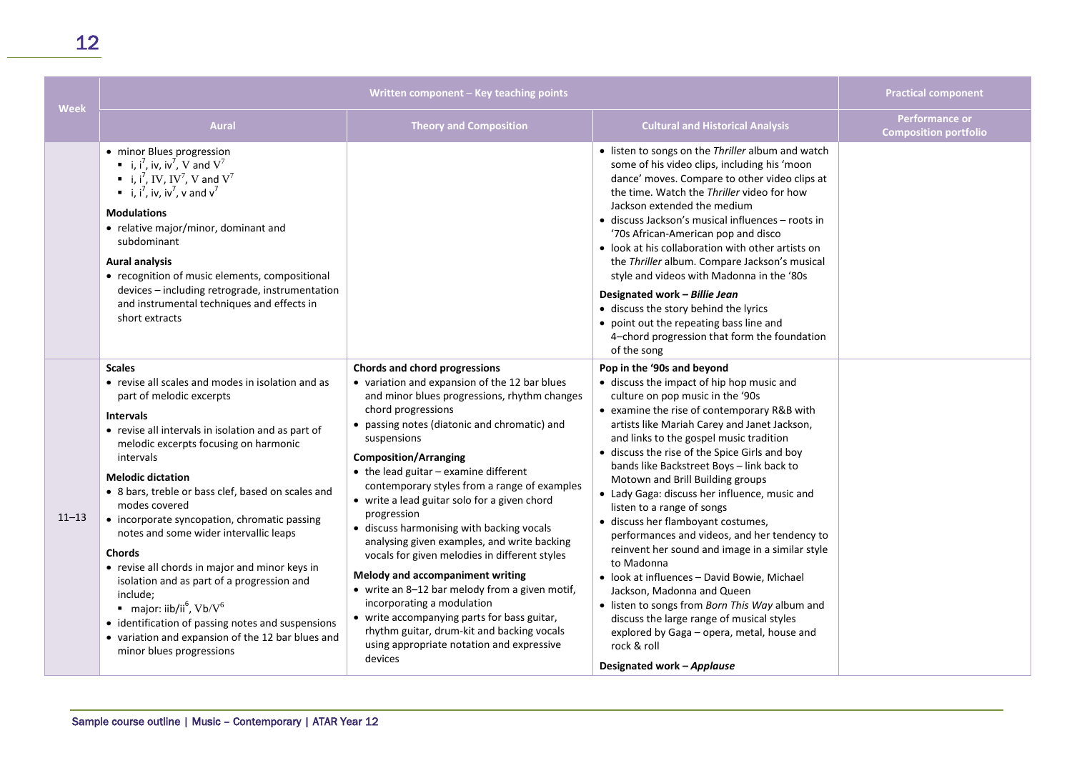| Week | Written component – Key teaching points | | | Practical component |
|---|---|---|---|---|
| | **Aural** | **Theory and Composition** | **Cultural and Historical Analysis** | **Performance or Composition portfolio** |
| | • minor Blues progression<br>▪ i, $i^7$, iv, $iv^7$, V and $V^7$<br>▪ i, $i^7$, IV, $IV^7$, V and $V^7$<br>▪ i, $i^7$, iv, $iv^7$, v and $v^7$<br>**Modulations**<br>• relative major/minor, dominant and subdominant<br>**Aural analysis**<br>• recognition of music elements, compositional devices – including retrograde, instrumentation and instrumental techniques and effects in short extracts | | • listen to songs on the *Thriller* album and watch some of his video clips, including his 'moon dance' moves. Compare to other video clips at the time. Watch the *Thriller* video for how Jackson extended the medium<br>• discuss Jackson's musical influences – roots in '70s African-American pop and disco<br>• look at his collaboration with other artists on the *Thriller* album. Compare Jackson's musical style and videos with Madonna in the '80s<br>**Designated work – *Billie Jean***<br>• discuss the story behind the lyrics<br>• point out the repeating bass line and 4–chord progression that form the foundation of the song | |
| 11–13 | **Scales**<br>• revise all scales and modes in isolation and as part of melodic excerpts<br>**Intervals**<br>• revise all intervals in isolation and as part of melodic excerpts focusing on harmonic intervals<br>**Melodic dictation**<br>• 8 bars, treble or bass clef, based on scales and modes covered<br>• incorporate syncopation, chromatic passing notes and some wider intervallic leaps<br>**Chords**<br>• revise all chords in major and minor keys in isolation and as part of a progression and include;<br>▪ major: iib/$ii^6$, Vb/$V^6$<br>• identification of passing notes and suspensions<br>• variation and expansion of the 12 bar blues and minor blues progressions | **Chords and chord progressions**<br>• variation and expansion of the 12 bar blues and minor blues progressions, rhythm changes chord progressions<br>• passing notes (diatonic and chromatic) and suspensions<br>**Composition/Arranging**<br>• the lead guitar – examine different contemporary styles from a range of examples<br>• write a lead guitar solo for a given chord progression<br>• discuss harmonising with backing vocals analysing given examples, and write backing vocals for given melodies in different styles<br>**Melody and accompaniment writing**<br>• write an 8–12 bar melody from a given motif, incorporating a modulation<br>• write accompanying parts for bass guitar, rhythm guitar, drum-kit and backing vocals using appropriate notation and expressive devices | **Pop in the '90s and beyond**<br>• discuss the impact of hip hop music and culture on pop music in the '90s<br>• examine the rise of contemporary R&B with artists like Mariah Carey and Janet Jackson, and links to the gospel music tradition<br>• discuss the rise of the Spice Girls and boy bands like Backstreet Boys – link back to Motown and Brill Building groups<br>• Lady Gaga: discuss her influence, music and listen to a range of songs<br>• discuss her flamboyant costumes, performances and videos, and her tendency to reinvent her sound and image in a similar style to Madonna<br>• look at influences – David Bowie, Michael Jackson, Madonna and Queen<br>• listen to songs from *Born This Way* album and discuss the large range of musical styles explored by Gaga – opera, metal, house and rock & roll<br>**Designated work – *Applause*** | |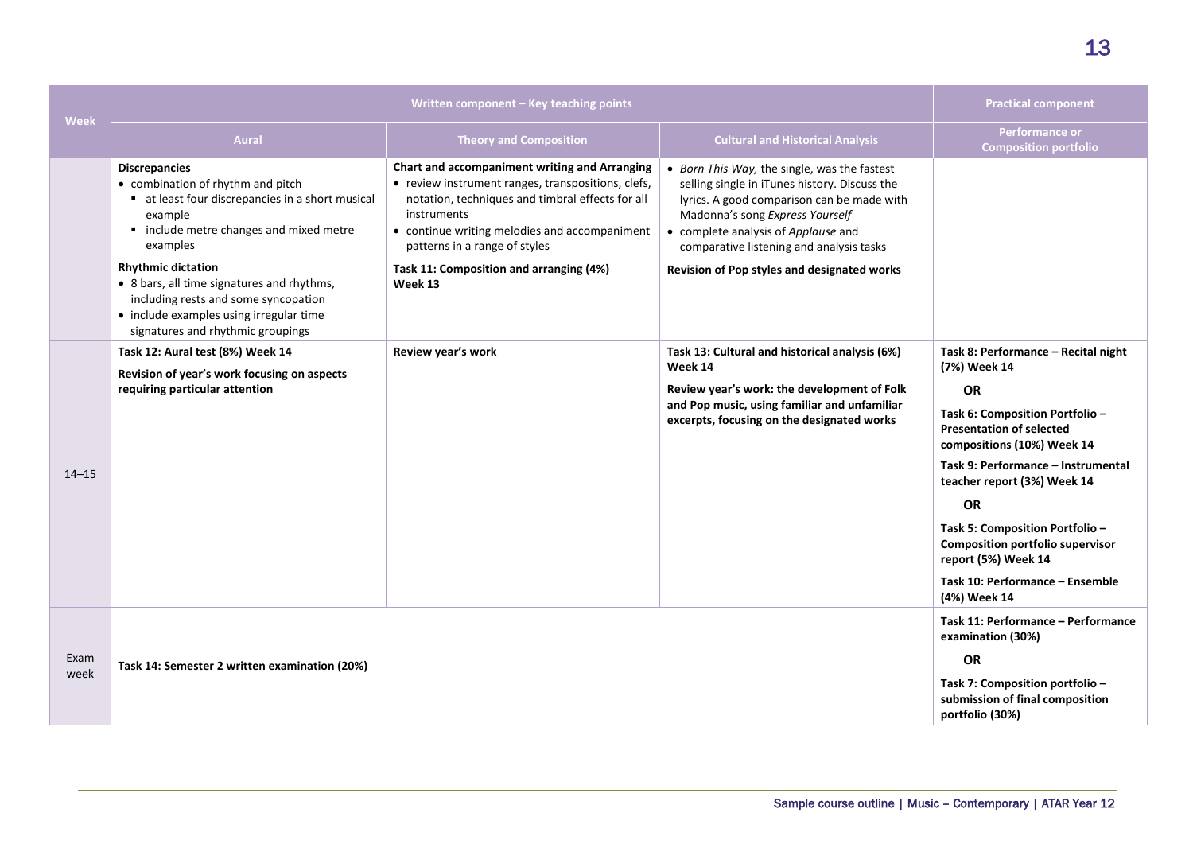| Week | Written component – Key teaching points | | | Practical component |
|---|---|---|---|---|
| | **Aural** | **Theory and Composition** | **Cultural and Historical Analysis** | **Performance or Composition portfolio** |
| | **Discrepancies**<br>• combination of rhythm and pitch<br>▪ at least four discrepancies in a short musical example<br>▪ include metre changes and mixed metre examples<br>**Rhythmic dictation**<br>• 8 bars, all time signatures and rhythms, including rests and some syncopation<br>• include examples using irregular time signatures and rhythmic groupings | **Chart and accompaniment writing and Arranging**<br>• review instrument ranges, transpositions, clefs, notation, techniques and timbral effects for all instruments<br>• continue writing melodies and accompaniment patterns in a range of styles<br>**Task 11: Composition and arranging (4%) Week 13** | • *Born This Way,* the single, was the fastest selling single in iTunes history. Discuss the lyrics. A good comparison can be made with Madonna's song *Express Yourself*<br>• complete analysis of *Applause* and comparative listening and analysis tasks<br>**Revision of Pop styles and designated works** | |
| 14–15 | **Task 12: Aural test (8%) Week 14**<br>**Revision of year's work focusing on aspects requiring particular attention** | **Review year's work** | **Task 13: Cultural and historical analysis (6%) Week 14**<br>**Review year's work: the development of Folk and Pop music, using familiar and unfamiliar excerpts, focusing on the designated works** | **Task 8: Performance – Recital night (7%) Week 14**<br>**OR**<br>**Task 6: Composition Portfolio – Presentation of selected compositions (10%) Week 14**<br>**Task 9: Performance – Instrumental teacher report (3%) Week 14**<br>**OR**<br>**Task 5: Composition Portfolio – Composition portfolio supervisor report (5%) Week 14**<br>**Task 10: Performance – Ensemble (4%) Week 14** |
| Exam week | **Task 14: Semester 2 written examination (20%)** | | | **Task 11: Performance – Performance examination (30%)**<br>**OR**<br>**Task 7: Composition portfolio – submission of final composition portfolio (30%)** |